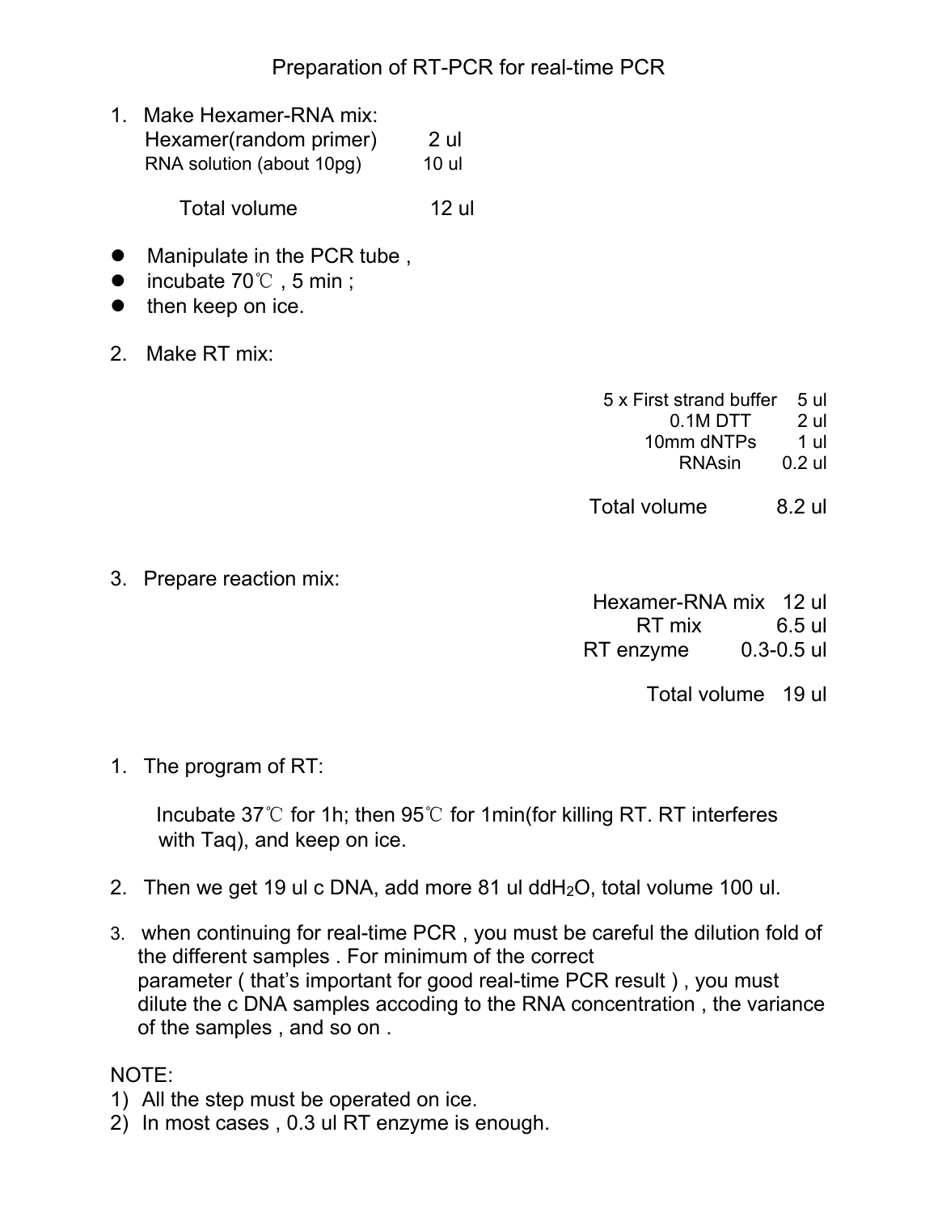# Preparation of RT-PCR for real-time PCR

1. Make Hexamer-RNA mix:

| | |
|---|---|
| Hexamer(random primer) | 2 ul |
| RNA solution (about 10pg) | 10 ul |
| Total volume | 12 ul |

- Manipulate in the PCR tube ,
- incubate 70℃ , 5 min ;
- then keep on ice.

2. Make RT mix:

| | |
|---|---|
| 5 x First strand buffer | 5 ul |
| 0.1M DTT | 2 ul |
| 10mm dNTPs | 1 ul |
| RNAsin | 0.2 ul |
| Total volume | 8.2 ul |

3. Prepare reaction mix:

| | |
|---|---|
| Hexamer-RNA mix | 12 ul |
| RT mix | 6.5 ul |
| RT enzyme | 0.3-0.5 ul |
| Total volume | 19 ul |

1. The program of RT:

   Incubate 37℃ for 1h; then 95℃ for 1min(for killing RT. RT interferes with Taq), and keep on ice.

2. Then we get 19 ul c DNA, add more 81 ul $ddH_2O$, total volume 100 ul.

3. when continuing for real-time PCR , you must be careful the dilution fold of the different samples . For minimum of the correct parameter ( that's important for good real-time PCR result ) , you must dilute the c DNA samples accoding to the RNA concentration , the variance of the samples , and so on .

NOTE:

1) All the step must be operated on ice.
2) In most cases , 0.3 ul RT enzyme is enough.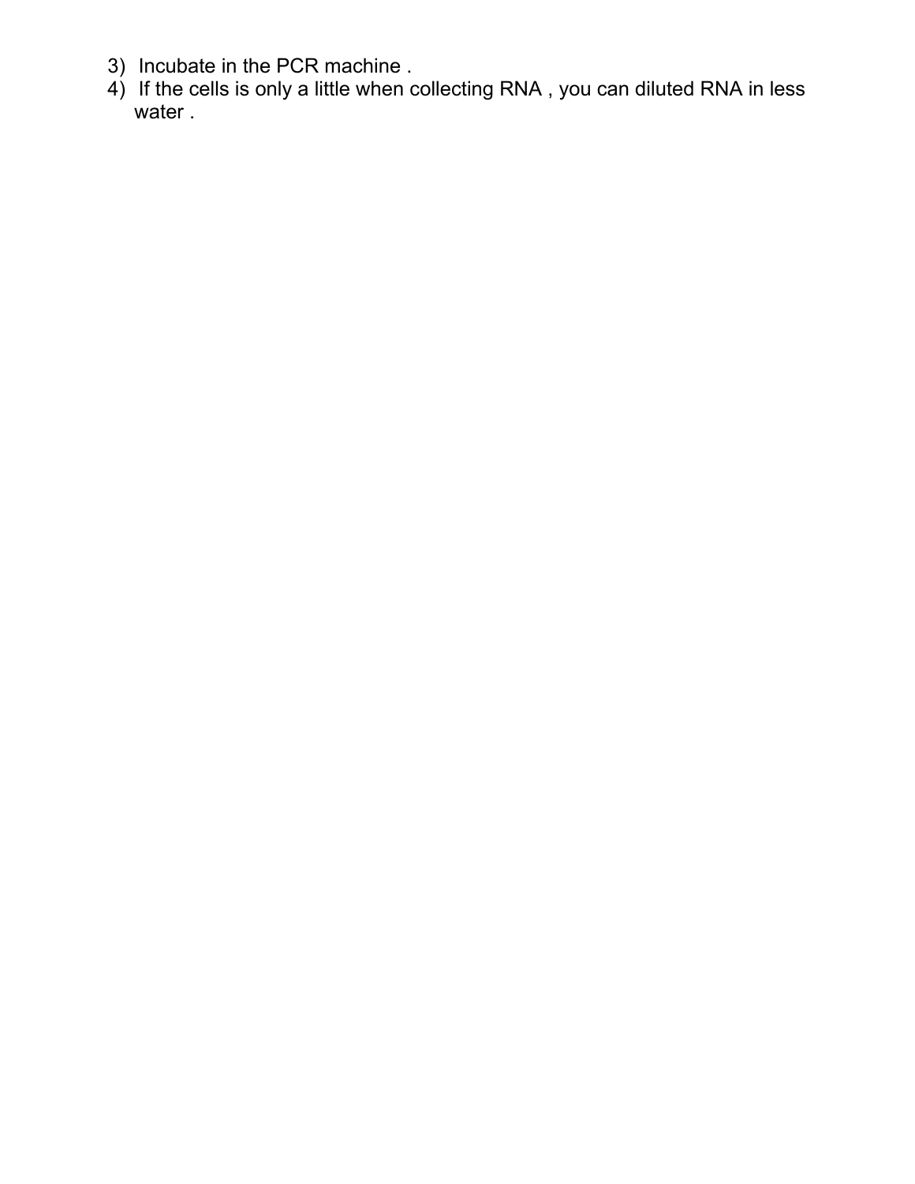3) Incubate in the PCR machine .
4) If the cells is only a little when collecting RNA , you can diluted RNA in less water .